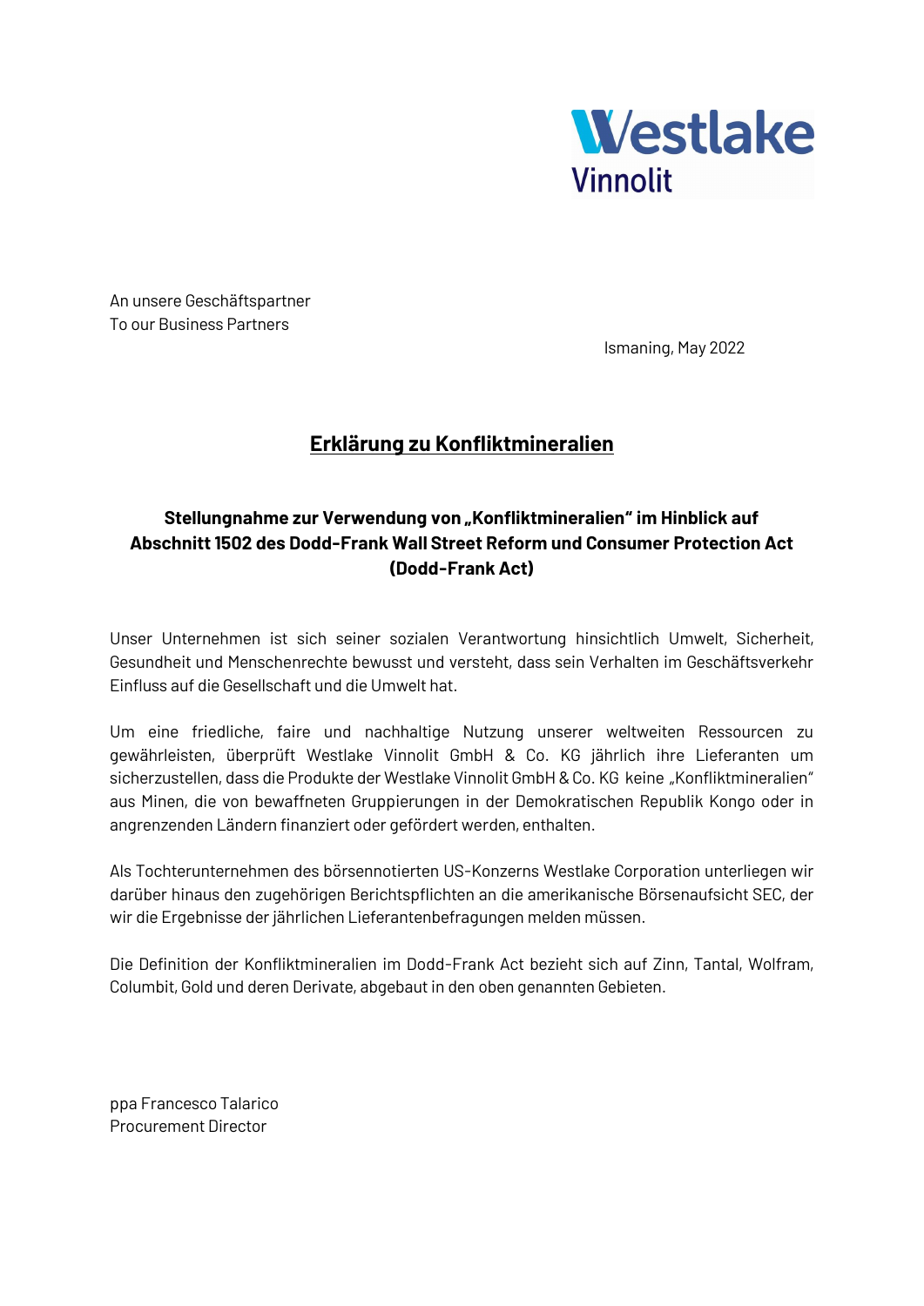Westlake
Vinnolit

An unsere Geschäftspartner
To our Business Partners

Ismaning, May 2022

# Erklärung zu Konfliktmineralien

**Stellungnahme zur Verwendung von „Konfliktmineralien" im Hinblick auf Abschnitt 1502 des Dodd-Frank Wall Street Reform und Consumer Protection Act (Dodd-Frank Act)**

Unser Unternehmen ist sich seiner sozialen Verantwortung hinsichtlich Umwelt, Sicherheit, Gesundheit und Menschenrechte bewusst und versteht, dass sein Verhalten im Geschäftsverkehr Einfluss auf die Gesellschaft und die Umwelt hat.

Um eine friedliche, faire und nachhaltige Nutzung unserer weltweiten Ressourcen zu gewährleisten, überprüft Westlake Vinnolit GmbH & Co. KG jährlich ihre Lieferanten um sicherzustellen, dass die Produkte der Westlake Vinnolit GmbH & Co. KG keine „Konfliktmineralien" aus Minen, die von bewaffneten Gruppierungen in der Demokratischen Republik Kongo oder in angrenzenden Ländern finanziert oder gefördert werden, enthalten.

Als Tochterunternehmen des börsennotierten US-Konzerns Westlake Corporation unterliegen wir darüber hinaus den zugehörigen Berichtspflichten an die amerikanische Börsenaufsicht SEC, der wir die Ergebnisse der jährlichen Lieferantenbefragungen melden müssen.

Die Definition der Konfliktmineralien im Dodd-Frank Act bezieht sich auf Zinn, Tantal, Wolfram, Columbit, Gold und deren Derivate, abgebaut in den oben genannten Gebieten.

ppa Francesco Talarico
Procurement Director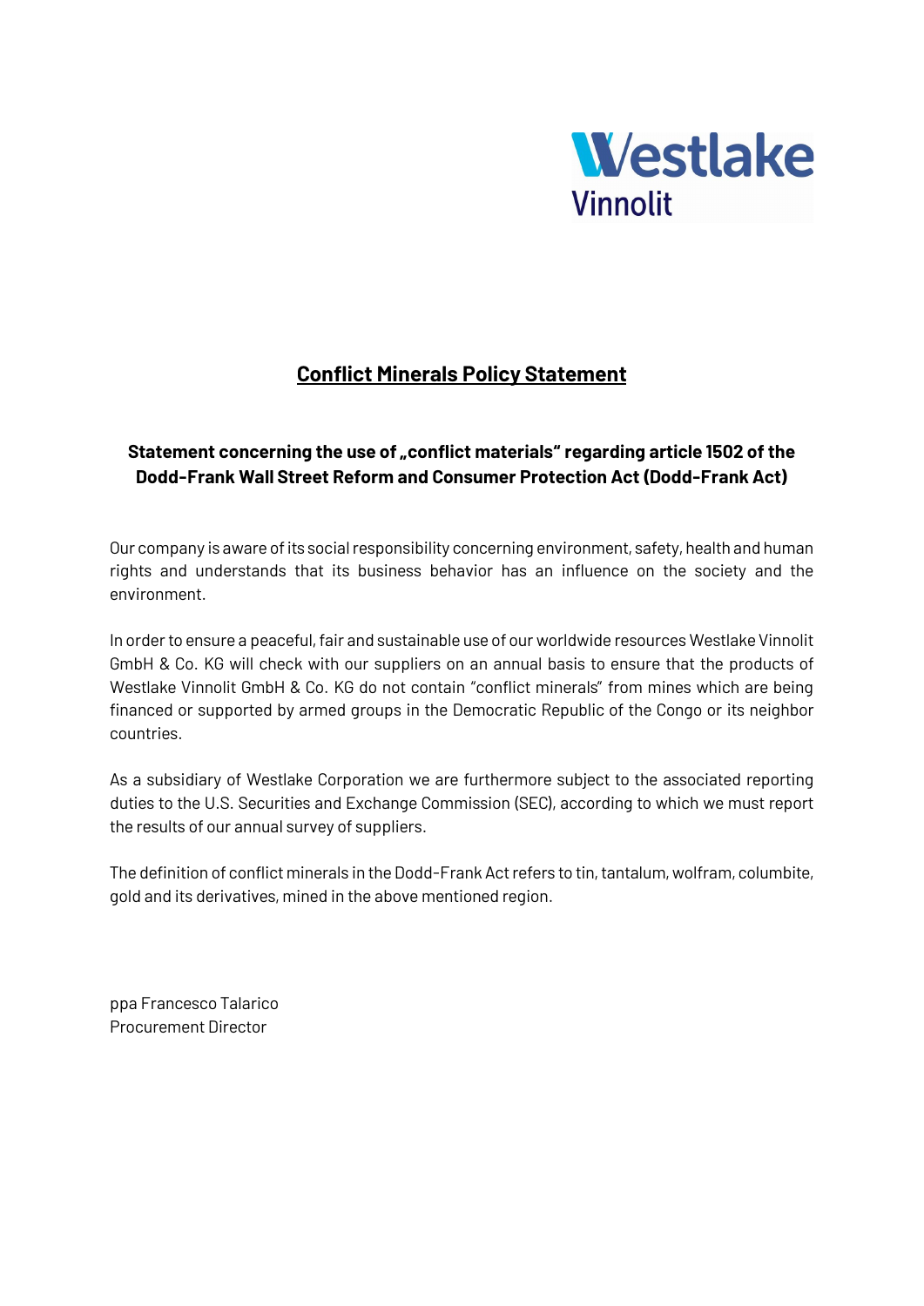Westlake
Vinnolit

# Conflict Minerals Policy Statement

**Statement concerning the use of „conflict materials" regarding article 1502 of the Dodd-Frank Wall Street Reform and Consumer Protection Act (Dodd-Frank Act)**

Our company is aware of its social responsibility concerning environment, safety, health and human rights and understands that its business behavior has an influence on the society and the environment.

In order to ensure a peaceful, fair and sustainable use of our worldwide resources Westlake Vinnolit GmbH & Co. KG will check with our suppliers on an annual basis to ensure that the products of Westlake Vinnolit GmbH & Co. KG do not contain "conflict minerals" from mines which are being financed or supported by armed groups in the Democratic Republic of the Congo or its neighbor countries.

As a subsidiary of Westlake Corporation we are furthermore subject to the associated reporting duties to the U.S. Securities and Exchange Commission (SEC), according to which we must report the results of our annual survey of suppliers.

The definition of conflict minerals in the Dodd-Frank Act refers to tin, tantalum, wolfram, columbite, gold and its derivatives, mined in the above mentioned region.

ppa Francesco Talarico
Procurement Director